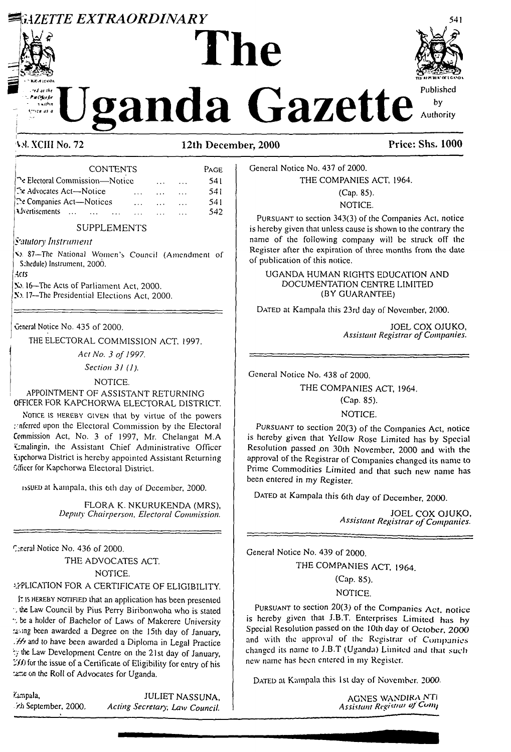# GAZETTE EXTRAORDINARY

# The Uganda Gazette

Published by Authority

Vol. XCIII No. 72 — 12th December, 2000 — Price: Shs. 1000

| CONTENTS | PAGE |
|---|---|
| The Electoral Commission—Notice ... ... ... | 541 |
| The Advocates Act—Notice ... ... ... | 541 |
| The Companies Act—Notices ... ... ... | 541 |
| Advertisements ... ... ... ... ... ... ... | 542 |

SUPPLEMENTS

*Statutory Instrument*

No. 87—The National Women's Council (Amendment of Schedule) Instrument, 2000.

*Acts*

No. 16—The Acts of Parliament Act, 2000.

No. 17—The Presidential Elections Act, 2000.

---

General Notice No. 435 of 2000.

THE ELECTORAL COMMISSION ACT, 1997.

*Act No. 3 of 1997.*

*Section 31 (1).*

NOTICE.

APPOINTMENT OF ASSISTANT RETURNING OFFICER FOR KAPCHORWA ELECTORAL DISTRICT.

NOTICE IS HEREBY GIVEN that by virtue of the powers conferred upon the Electoral Commission by the Electoral Commission Act, No. 3 of 1997, Mr. Chelangat M.A Cmalingin, the Assistant Chief Administrative Officer Kapchorwa District is hereby appointed Assistant Returning Officer for Kapchorwa Electoral District.

ISSUED at Kampala, this 6th day of December, 2000.

FLORA K. NKURUKENDA (MRS),
*Deputy Chairperson, Electoral Commission.*

---

General Notice No. 436 of 2000.

THE ADVOCATES ACT.

NOTICE.

APPLICATION FOR A CERTIFICATE OF ELIGIBILITY.

IT IS HEREBY NOTIFIED that an application has been presented to the Law Council by Pius Perry Biribonwoha who is stated to be a holder of Bachelor of Laws of Makerere University having been awarded a Degree on the 15th day of January, 1999 and to have been awarded a Diploma in Legal Practice by the Law Development Centre on the 21st day of January, 2000 for the issue of a Certificate of Eligibility for entry of his name on the Roll of Advocates for Uganda.

Kampala,
7th September, 2000.

JULIET NASSUNA,
*Acting Secretary, Law Council.*

---

General Notice No. 437 of 2000.

THE COMPANIES ACT, 1964.

(Cap. 85).

NOTICE.

PURSUANT to section 343(3) of the Companies Act, notice is hereby given that unless cause is shown to the contrary the name of the following company will be struck off the Register after the expiration of three months from the date of publication of this notice.

UGANDA HUMAN RIGHTS EDUCATION AND DOCUMENTATION CENTRE LIMITED
(BY GUARANTEE)

DATED at Kampala this 23rd day of November, 2000.

JOEL COX OJUKO,
*Assistant Registrar of Companies.*

---

General Notice No. 438 of 2000.

THE COMPANIES ACT, 1964.

(Cap. 85).

NOTICE.

PURSUANT to section 20(3) of the Companies Act, notice is hereby given that Yellow Rose Limited has by Special Resolution passed on 30th November, 2000 and with the approval of the Registrar of Companies changed its name to Prime Commodities Limited and that such new name has been entered in my Register.

DATED at Kampala this 6th day of December, 2000.

JOEL COX OJUKO,
*Assistant Registrar of Companies.*

---

General Notice No. 439 of 2000.

THE COMPANIES ACT, 1964.

(Cap. 85).

NOTICE.

PURSUANT to section 20(3) of the Companies Act, notice is hereby given that J.B.T. Enterprises Limited has by Special Resolution passed on the 10th day of October, 2000 and with the approval of the Registrar of Companies changed its name to J.B.T (Uganda) Limited and that such new name has been entered in my Register.

DATED at Kampala this 1st day of November, 2000.

AGNES WANDIRA NTI
*Assistant Registrar of Companies.*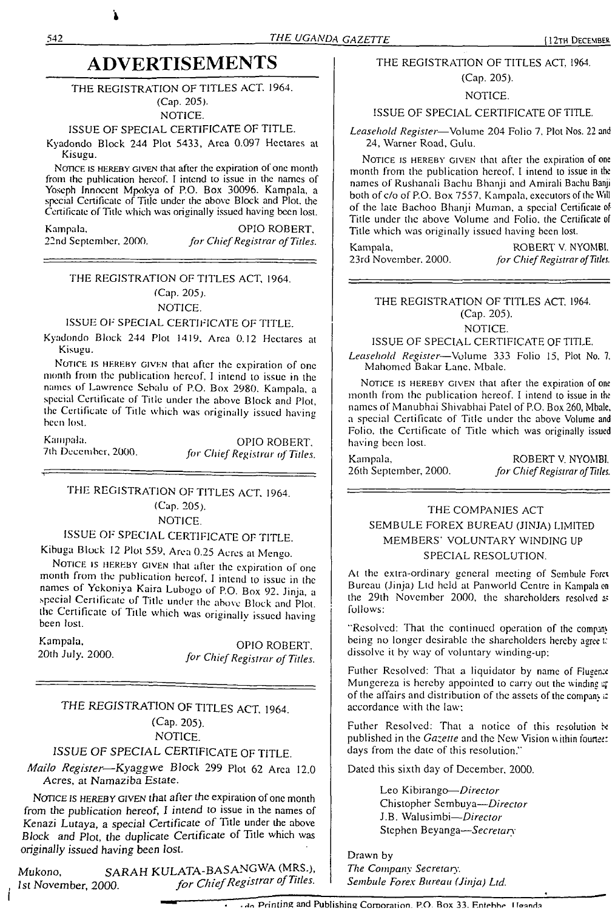# ADVERTISEMENTS

THE REGISTRATION OF TITLES ACT. 1964.
(Cap. 205).
NOTICE.

ISSUE OF SPECIAL CERTIFICATE OF TITLE.

Kyadondo Block 244 Plot 5433, Area 0.097 Hectares at Kisugu.

NOTICE IS HEREBY GIVEN that after the expiration of one month from the publication hereof, I intend to issue in the names of Yoseph Innocent Mpokya of P.O. Box 30096. Kampala, a special Certificate of Title under the above Block and Plot, the Certificate of Title which was originally issued having been lost.

Kampala,
22nd September, 2000.

OPIO ROBERT,
*for Chief Registrar of Titles.*

---

THE REGISTRATION OF TITLES ACT, 1964.
(Cap. 205).
NOTICE.

ISSUE OF SPECIAL CERTIFICATE OF TITLE.

Kyadondo Block 244 Plot 1419, Area 0.12 Hectares at Kisugu.

NOTICE IS HEREBY GIVEN that after the expiration of one month from the publication hereof, I intend to issue in the names of Lawrence Sebalu of P.O. Box 2980, Kampala, a special Certificate of Title under the above Block and Plot, the Certificate of Title which was originally issued having been lost.

Kampala,
7th December, 2000.

OPIO ROBERT,
*for Chief Registrar of Titles.*

---

THE REGISTRATION OF TITLES ACT, 1964.
(Cap. 205).
NOTICE.

ISSUE OF SPECIAL CERTIFICATE OF TITLE.

Kibuga Block 12 Plot 559, Area 0.25 Acres at Mengo.

NOTICE IS HEREBY GIVEN that after the expiration of one month from the publication hereof, I intend to issue in the names of Yekoniya Kaira Lubogo of P.O. Box 92, Jinja, a special Certificate of Title under the above Block and Plot, the Certificate of Title which was originally issued having been lost.

Kampala,
20th July, 2000.

OPIO ROBERT,
*for Chief Registrar of Titles.*

---

THE REGISTRATION OF TITLES ACT, 1964.
(Cap. 205).
NOTICE.

ISSUE OF SPECIAL CERTIFICATE OF TITLE.

*Mailo Register*—Kyaggwe Block 299 Plot 62 Area 12.0 Acres, at Namaziba Estate.

NOTICE IS HEREBY GIVEN that after the expiration of one month from the publication hereof, I intend to issue in the names of Kenazi Lutaya, a special Certificate of Title under the above Block and Plot, the duplicate Certificate of Title which was originally issued having been lost.

Mukono,
1st November, 2000.

SARAH KULATA-BASANGWA (MRS.),
*for Chief Registrar of Titles.*

---

THE REGISTRATION OF TITLES ACT, 1964.
(Cap. 205).
NOTICE.

ISSUE OF SPECIAL CERTIFICATE OF TITLE.

*Leasehold Register*—Volume 204 Folio 7, Plot Nos. 22 and 24, Warner Road, Gulu.

NOTICE IS HEREBY GIVEN that after the expiration of one month from the publication hereof, I intend to issue in the names of Rushanali Bachu Bhanji and Amirali Bachu Banji both of c/o of P.O. Box 7557, Kampala, executors of the Will of the late Bachoo Bhanji Muman, a special Certificate of Title under the above Volume and Folio, the Certificate of Title which was originally issued having been lost.

Kampala,
23rd November, 2000.

ROBERT V. NYOMBI,
*for Chief Registrar of Titles.*

---

THE REGISTRATION OF TITLES ACT. 1964.
(Cap. 205).
NOTICE.

ISSUE OF SPECIAL CERTIFICATE OF TITLE.

*Leasehold Register*—Volume 333 Folio 15, Plot No. 7, Mahomed Bakar Lane, Mbale.

NOTICE IS HEREBY GIVEN that after the expiration of one month from the publication hereof, I intend to issue in the names of Manubhai Shivabhai Patel of P.O. Box 260, Mbale, a special Certificate of Title under the above Volume and Folio, the Certificate of Title which was originally issued having been lost.

Kampala,
26th September, 2000.

ROBERT V. NYOMBI,
*for Chief Registrar of Titles.*

---

THE COMPANIES ACT
SEMBULE FOREX BUREAU (JINJA) LIMITED
MEMBERS' VOLUNTARY WINDING UP
SPECIAL RESOLUTION.

At the extra-ordinary general meeting of Sembule Forex Bureau (Jinja) Ltd held at Panworld Centre in Kampala on the 29th November 2000, the shareholders resolved as follows:

"Resolved: That the continued operation of the company being no longer desirable the shareholders hereby agree to dissolve it by way of voluntary winding-up;

Futher Resolved: That a liquidator by name of Flugence Mungereza is hereby appointed to carry out the winding up of the affairs and distribution of the assets of the company in accordance with the law;

Futher Resolved: That a notice of this resolution be published in the *Gazette* and the New Vision within fourteen days from the date of this resolution."

Dated this sixth day of December, 2000.

Leo Kibirango—*Director*
Chistopher Sembuya—*Director*
J.B. Walusimbi—*Director*
Stephen Beyanga—*Secretary*

Drawn by
*The Company Secretary.*
*Sembule Forex Bureau (Jinja) Ltd.*